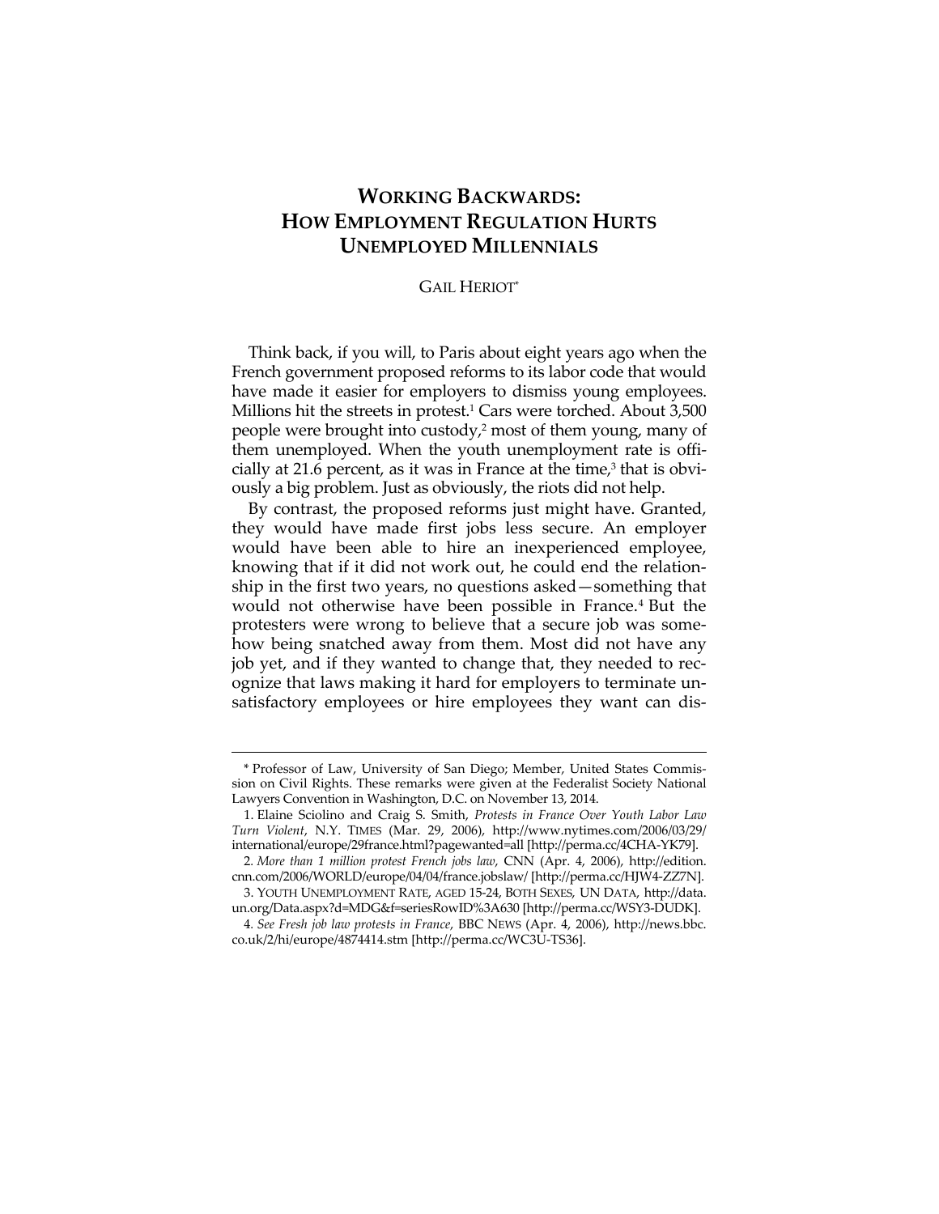# WORKING BACKWARDS: HOW EMPLOYMENT REGULATION HURTS UNEMPLOYED MILLENNIALS

GAIL HERIOT*

Think back, if you will, to Paris about eight years ago when the French government proposed reforms to its labor code that would have made it easier for employers to dismiss young employees. Millions hit the streets in protest.[1] Cars were torched. About 3,500 people were brought into custody,[2] most of them young, many of them unemployed. When the youth unemployment rate is officially at 21.6 percent, as it was in France at the time,[3] that is obviously a big problem. Just as obviously, the riots did not help.

By contrast, the proposed reforms just might have. Granted, they would have made first jobs less secure. An employer would have been able to hire an inexperienced employee, knowing that if it did not work out, he could end the relationship in the first two years, no questions asked—something that would not otherwise have been possible in France.[4] But the protesters were wrong to believe that a secure job was somehow being snatched away from them. Most did not have any job yet, and if they wanted to change that, they needed to recognize that laws making it hard for employers to terminate unsatisfactory employees or hire employees they want can dis-

---

\* Professor of Law, University of San Diego; Member, United States Commission on Civil Rights. These remarks were given at the Federalist Society National Lawyers Convention in Washington, D.C. on November 13, 2014.

1. Elaine Sciolino and Craig S. Smith, *Protests in France Over Youth Labor Law Turn Violent*, N.Y. TIMES (Mar. 29, 2006), http://www.nytimes.com/2006/03/29/international/europe/29france.html?pagewanted=all [http://perma.cc/4CHA-YK79].

2. *More than 1 million protest French jobs law*, CNN (Apr. 4, 2006), http://edition.cnn.com/2006/WORLD/europe/04/04/france.jobslaw/ [http://perma.cc/HJW4-ZZ7N].

3. YOUTH UNEMPLOYMENT RATE, AGED 15-24, BOTH SEXES, UN DATA, http://data.un.org/Data.aspx?d=MDG&f=seriesRowID%3A630 [http://perma.cc/WSY3-DUDK].

4. *See Fresh job law protests in France*, BBC NEWS (Apr. 4, 2006), http://news.bbc.co.uk/2/hi/europe/4874414.stm [http://perma.cc/WC3U-TS36].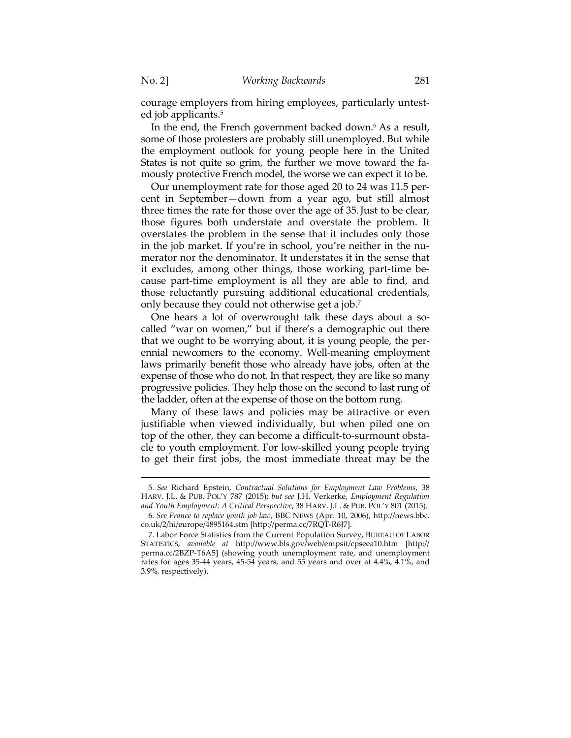courage employers from hiring employees, particularly untested job applicants.[5]

In the end, the French government backed down.[6] As a result, some of those protesters are probably still unemployed. But while the employment outlook for young people here in the United States is not quite so grim, the further we move toward the famously protective French model, the worse we can expect it to be.

Our unemployment rate for those aged 20 to 24 was 11.5 percent in September—down from a year ago, but still almost three times the rate for those over the age of 35. Just to be clear, those figures both understate and overstate the problem. It overstates the problem in the sense that it includes only those in the job market. If you're in school, you're neither in the numerator nor the denominator. It understates it in the sense that it excludes, among other things, those working part-time because part-time employment is all they are able to find, and those reluctantly pursuing additional educational credentials, only because they could not otherwise get a job.[7]

One hears a lot of overwrought talk these days about a so-called "war on women," but if there's a demographic out there that we ought to be worrying about, it is young people, the perennial newcomers to the economy. Well-meaning employment laws primarily benefit those who already have jobs, often at the expense of those who do not. In that respect, they are like so many progressive policies. They help those on the second to last rung of the ladder, often at the expense of those on the bottom rung.

Many of these laws and policies may be attractive or even justifiable when viewed individually, but when piled one on top of the other, they can become a difficult-to-surmount obstacle to youth employment. For low-skilled young people trying to get their first jobs, the most immediate threat may be the

---

5. *See* Richard Epstein, *Contractual Solutions for Employment Law Problems*, 38 HARV. J.L. & PUB. POL'Y 787 (2015); *but see* J.H. Verkerke, *Employment Regulation and Youth Employment: A Critical Perspective*, 38 HARV. J.L. & PUB. POL'Y 801 (2015).

6. *See France to replace youth job law*, BBC NEWS (Apr. 10, 2006), http://news.bbc.co.uk/2/hi/europe/4895164.stm [http://perma.cc/7RQT-R6J7].

7. Labor Force Statistics from the Current Population Survey, BUREAU OF LABOR STATISTICS, *available at* http://www.bls.gov/web/empsit/cpseea10.htm [http://perma.cc/2BZP-T6A5] (showing youth unemployment rate, and unemployment rates for ages 35-44 years, 45-54 years, and 55 years and over at 4.4%, 4.1%, and 3.9%, respectively).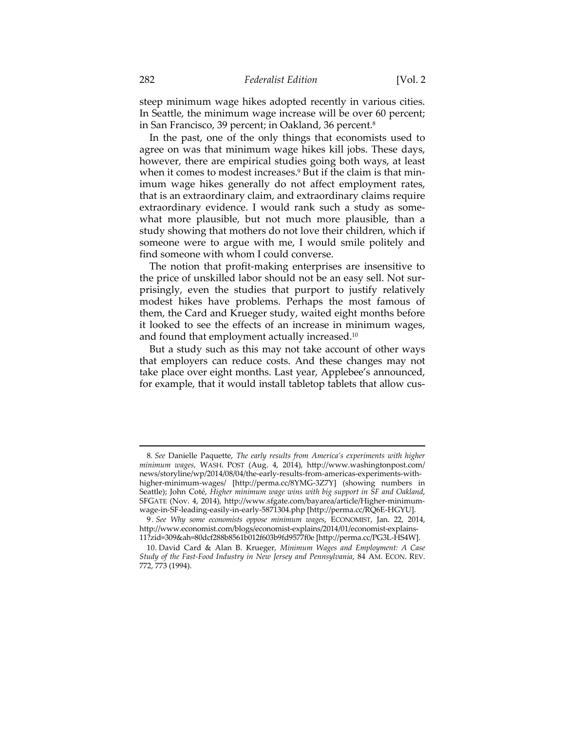steep minimum wage hikes adopted recently in various cities. In Seattle, the minimum wage increase will be over 60 percent; in San Francisco, 39 percent; in Oakland, 36 percent.[8]

In the past, one of the only things that economists used to agree on was that minimum wage hikes kill jobs. These days, however, there are empirical studies going both ways, at least when it comes to modest increases.[9] But if the claim is that minimum wage hikes generally do not affect employment rates, that is an extraordinary claim, and extraordinary claims require extraordinary evidence. I would rank such a study as somewhat more plausible, but not much more plausible, than a study showing that mothers do not love their children, which if someone were to argue with me, I would smile politely and find someone with whom I could converse.

The notion that profit-making enterprises are insensitive to the price of unskilled labor should not be an easy sell. Not surprisingly, even the studies that purport to justify relatively modest hikes have problems. Perhaps the most famous of them, the Card and Krueger study, waited eight months before it looked to see the effects of an increase in minimum wages, and found that employment actually increased.[10]

But a study such as this may not take account of other ways that employers can reduce costs. And these changes may not take place over eight months. Last year, Applebee's announced, for example, that it would install tabletop tablets that allow cus-

---

8. *See* Danielle Paquette, *The early results from America's experiments with higher minimum wages*, WASH. POST (Aug. 4, 2014), http://www.washingtonpost.com/news/storyline/wp/2014/08/04/the-early-results-from-americas-experiments-with-higher-minimum-wages/ [http://perma.cc/8YMG-3Z7Y] (showing numbers in Seattle); John Coté, *Higher minimum wage wins with big support in SF and Oakland*, SFGATE (Nov. 4, 2014), http://www.sfgate.com/bayarea/article/Higher-minimum-wage-in-SF-leading-easily-in-early-5871304.php [http://perma.cc/RQ6E-HGYU].

9. *See Why some economists oppose minimum wages*, ECONOMIST, Jan. 22, 2014, http://www.economist.com/blogs/economist-explains/2014/01/economist-explains-11?zid=309&ah=80dcf288b8561b012f603b9fd9577f0e [http://perma.cc/PG3L-HS4W].

10. David Card & Alan B. Krueger, *Minimum Wages and Employment: A Case Study of the Fast-Food Industry in New Jersey and Pennsylvania*, 84 AM. ECON. REV. 772, 773 (1994).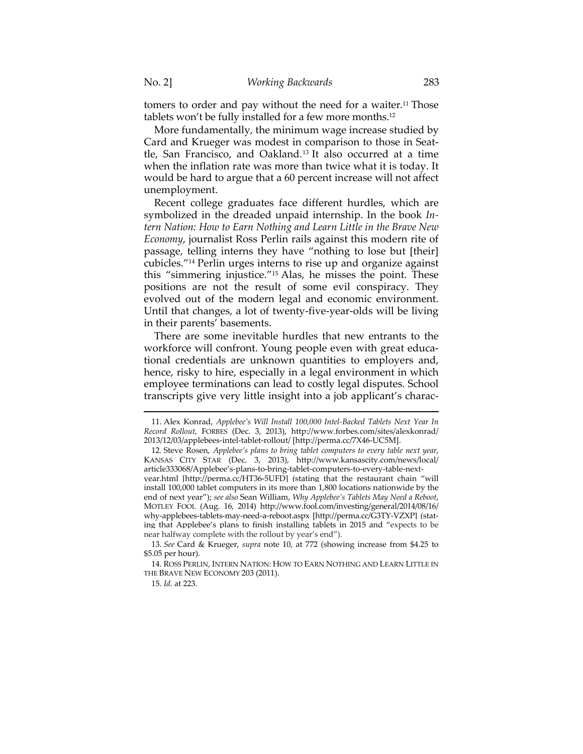tomers to order and pay without the need for a waiter.[11] Those tablets won't be fully installed for a few more months.[12]

More fundamentally, the minimum wage increase studied by Card and Krueger was modest in comparison to those in Seattle, San Francisco, and Oakland.[13] It also occurred at a time when the inflation rate was more than twice what it is today. It would be hard to argue that a 60 percent increase will not affect unemployment.

Recent college graduates face different hurdles, which are symbolized in the dreaded unpaid internship. In the book *Intern Nation: How to Earn Nothing and Learn Little in the Brave New Economy*, journalist Ross Perlin rails against this modern rite of passage, telling interns they have "nothing to lose but [their] cubicles."[14] Perlin urges interns to rise up and organize against this "simmering injustice."[15] Alas, he misses the point. These positions are not the result of some evil conspiracy. They evolved out of the modern legal and economic environment. Until that changes, a lot of twenty-five-year-olds will be living in their parents' basements.

There are some inevitable hurdles that new entrants to the workforce will confront. Young people even with great educational credentials are unknown quantities to employers and, hence, risky to hire, especially in a legal environment in which employee terminations can lead to costly legal disputes. School transcripts give very little insight into a job applicant's charac-

---

11. Alex Konrad, *Applebee's Will Install 100,000 Intel-Backed Tablets Next Year In Record Rollout*, FORBES (Dec. 3, 2013), http://www.forbes.com/sites/alexkonrad/2013/12/03/applebees-intel-tablet-rollout/ [http://perma.cc/7X46-UC5M].

12. Steve Rosen, *Applebee's plans to bring tablet computers to every table next year*, KANSAS CITY STAR (Dec. 3, 2013), http://www.kansascity.com/news/local/article333068/Applebee's-plans-to-bring-tablet-computers-to-every-table-next-year.html [http://perma.cc/HT36-5UFD] (stating that the restaurant chain "will install 100,000 tablet computers in its more than 1,800 locations nationwide by the end of next year"); *see also* Sean William, *Why Applebee's Tablets May Need a Reboot*, MOTLEY FOOL (Aug. 16, 2014) http://www.fool.com/investing/general/2014/08/16/why-applebees-tablets-may-need-a-reboot.aspx [http://perma.cc/G3TY-VZXP] (stating that Applebee's plans to finish installing tablets in 2015 and "expects to be near halfway complete with the rollout by year's end").

13. *See* Card & Krueger, *supra* note 10, at 772 (showing increase from $4.25 to $5.05 per hour).

14. ROSS PERLIN, INTERN NATION: HOW TO EARN NOTHING AND LEARN LITTLE IN THE BRAVE NEW ECONOMY 203 (2011).

15. *Id.* at 223.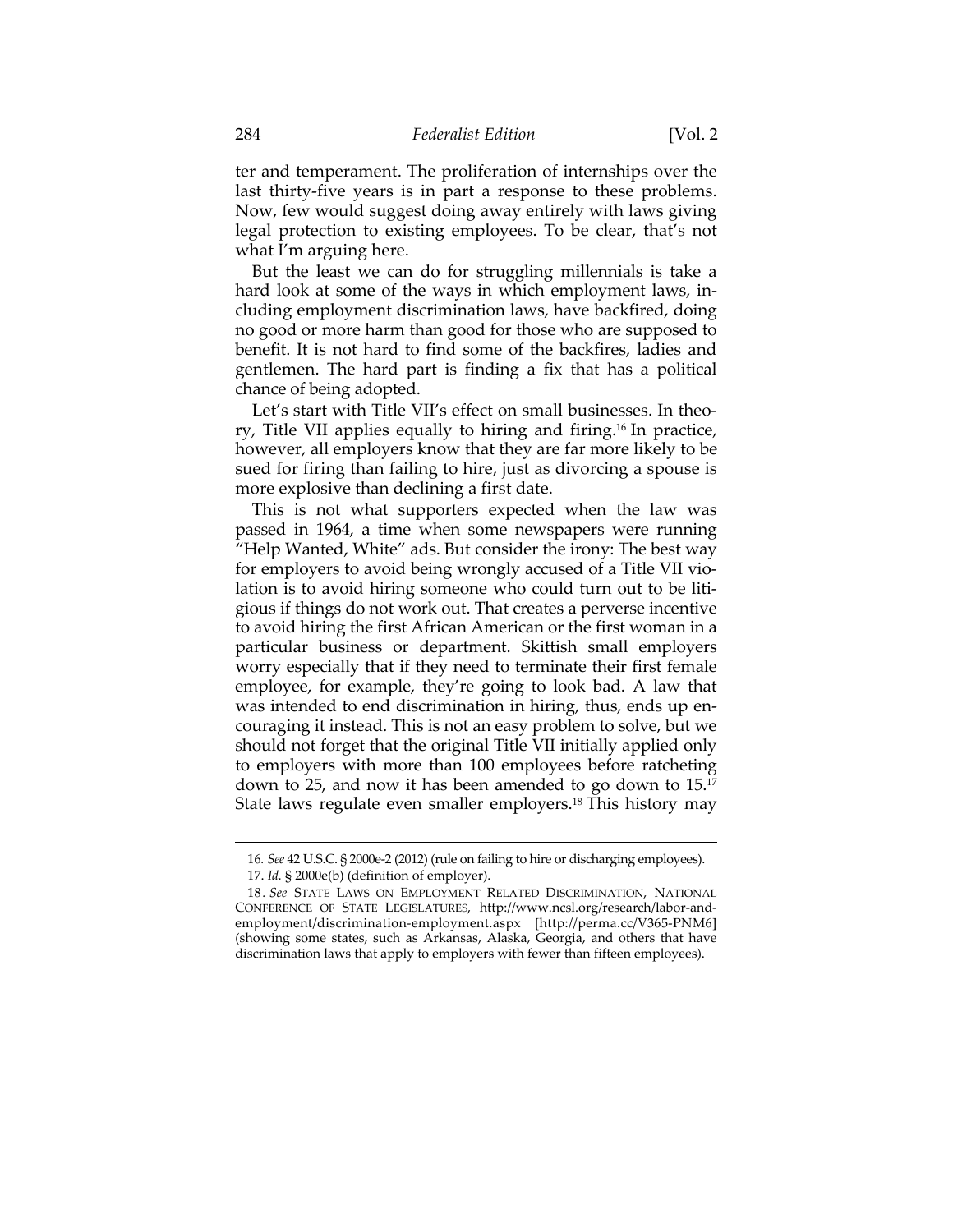ter and temperament. The proliferation of internships over the last thirty-five years is in part a response to these problems. Now, few would suggest doing away entirely with laws giving legal protection to existing employees. To be clear, that's not what I'm arguing here.

But the least we can do for struggling millennials is take a hard look at some of the ways in which employment laws, including employment discrimination laws, have backfired, doing no good or more harm than good for those who are supposed to benefit. It is not hard to find some of the backfires, ladies and gentlemen. The hard part is finding a fix that has a political chance of being adopted.

Let's start with Title VII's effect on small businesses. In theory, Title VII applies equally to hiring and firing.[16] In practice, however, all employers know that they are far more likely to be sued for firing than failing to hire, just as divorcing a spouse is more explosive than declining a first date.

This is not what supporters expected when the law was passed in 1964, a time when some newspapers were running "Help Wanted, White" ads. But consider the irony: The best way for employers to avoid being wrongly accused of a Title VII violation is to avoid hiring someone who could turn out to be litigious if things do not work out. That creates a perverse incentive to avoid hiring the first African American or the first woman in a particular business or department. Skittish small employers worry especially that if they need to terminate their first female employee, for example, they're going to look bad. A law that was intended to end discrimination in hiring, thus, ends up encouraging it instead. This is not an easy problem to solve, but we should not forget that the original Title VII initially applied only to employers with more than 100 employees before ratcheting down to 25, and now it has been amended to go down to 15.[17] State laws regulate even smaller employers.[18] This history may

---

16. *See* 42 U.S.C. § 2000e-2 (2012) (rule on failing to hire or discharging employees).

17. *Id.* § 2000e(b) (definition of employer).

18. *See* STATE LAWS ON EMPLOYMENT RELATED DISCRIMINATION, NATIONAL CONFERENCE OF STATE LEGISLATURES, http://www.ncsl.org/research/labor-and-employment/discrimination-employment.aspx [http://perma.cc/V365-PNM6] (showing some states, such as Arkansas, Alaska, Georgia, and others that have discrimination laws that apply to employers with fewer than fifteen employees).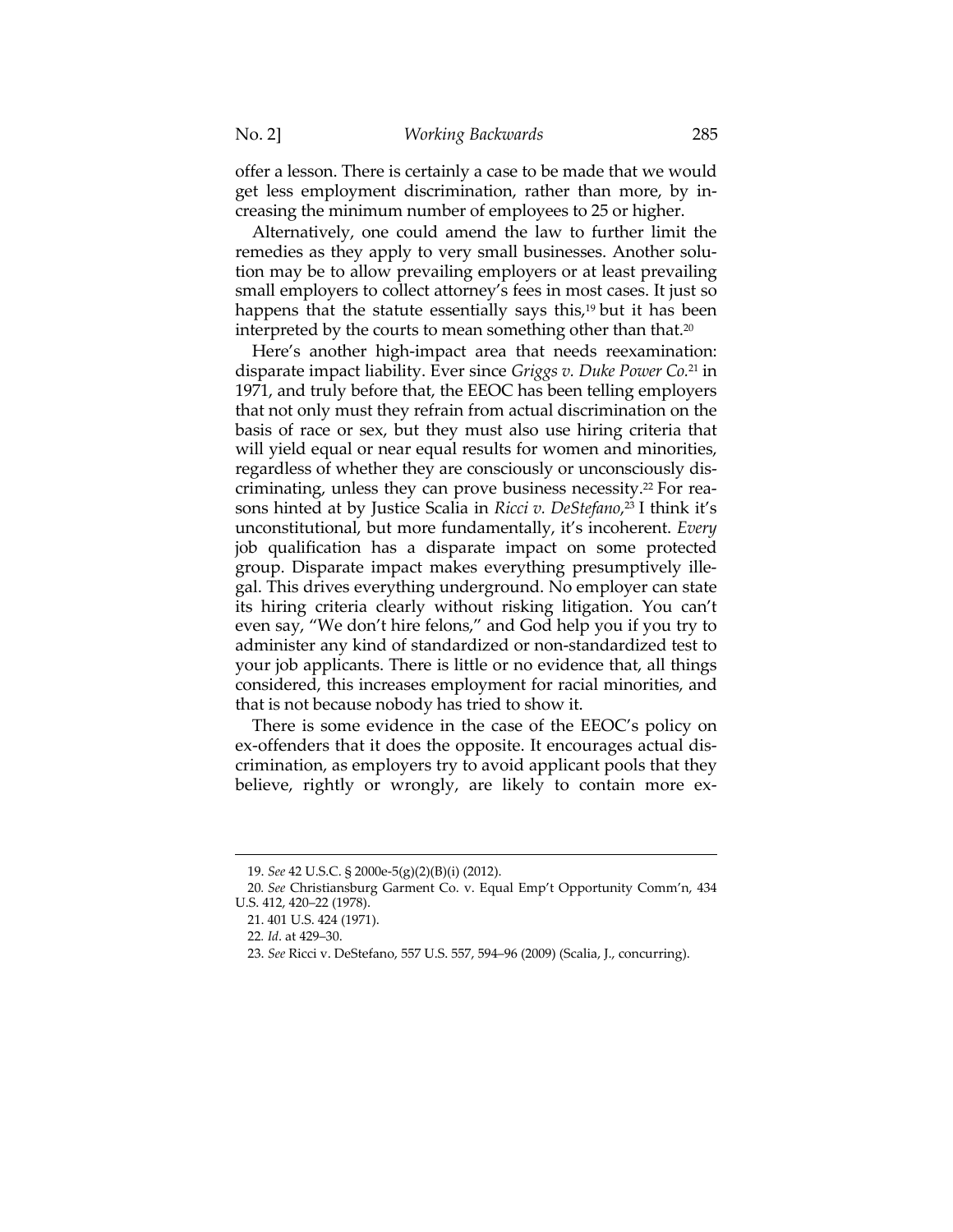offer a lesson. There is certainly a case to be made that we would get less employment discrimination, rather than more, by increasing the minimum number of employees to 25 or higher.

Alternatively, one could amend the law to further limit the remedies as they apply to very small businesses. Another solution may be to allow prevailing employers or at least prevailing small employers to collect attorney's fees in most cases. It just so happens that the statute essentially says this,[19] but it has been interpreted by the courts to mean something other than that.[20]

Here's another high-impact area that needs reexamination: disparate impact liability. Ever since *Griggs v. Duke Power Co.*[21] in 1971, and truly before that, the EEOC has been telling employers that not only must they refrain from actual discrimination on the basis of race or sex, but they must also use hiring criteria that will yield equal or near equal results for women and minorities, regardless of whether they are consciously or unconsciously discriminating, unless they can prove business necessity.[22] For reasons hinted at by Justice Scalia in *Ricci v. DeStefano*,[23] I think it's unconstitutional, but more fundamentally, it's incoherent. *Every* job qualification has a disparate impact on some protected group. Disparate impact makes everything presumptively illegal. This drives everything underground. No employer can state its hiring criteria clearly without risking litigation. You can't even say, "We don't hire felons," and God help you if you try to administer any kind of standardized or non-standardized test to your job applicants. There is little or no evidence that, all things considered, this increases employment for racial minorities, and that is not because nobody has tried to show it.

There is some evidence in the case of the EEOC's policy on ex-offenders that it does the opposite. It encourages actual discrimination, as employers try to avoid applicant pools that they believe, rightly or wrongly, are likely to contain more ex-

---

19. *See* 42 U.S.C. § 2000e-5(g)(2)(B)(i) (2012).

20. *See* Christiansburg Garment Co. v. Equal Emp't Opportunity Comm'n, 434 U.S. 412, 420–22 (1978).

21. 401 U.S. 424 (1971).

22. *Id*. at 429–30.

23. *See* Ricci v. DeStefano, 557 U.S. 557, 594–96 (2009) (Scalia, J., concurring).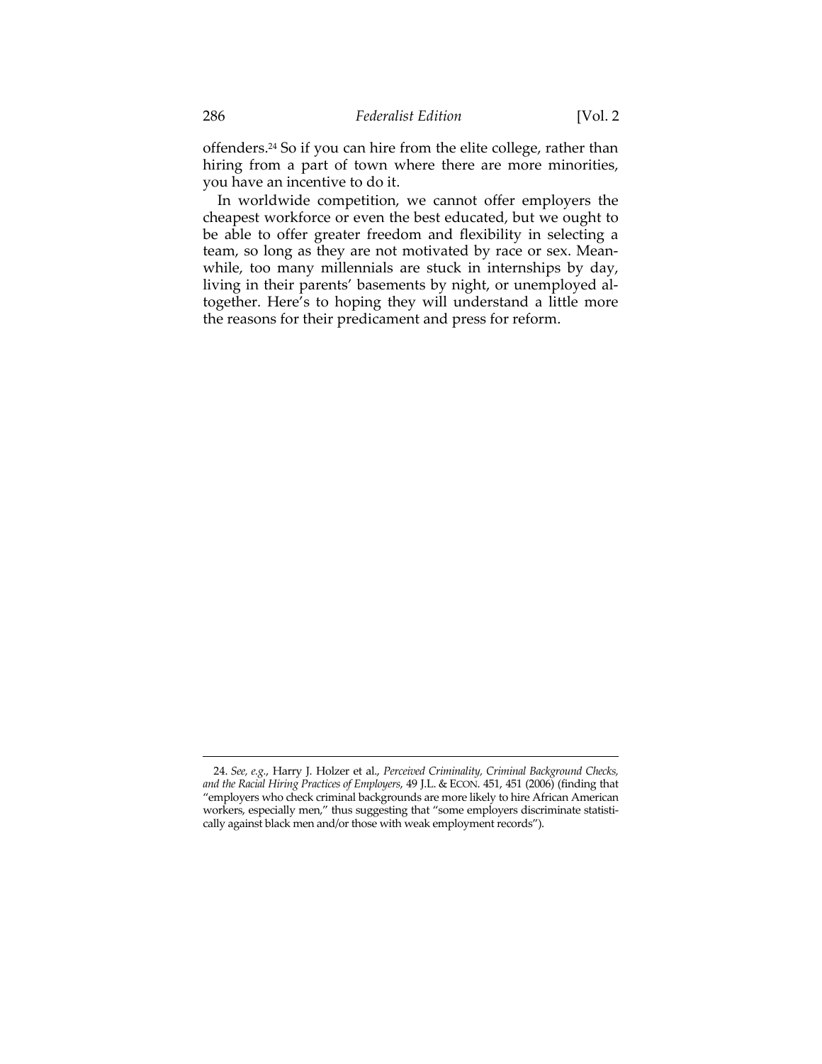offenders.[24] So if you can hire from the elite college, rather than hiring from a part of town where there are more minorities, you have an incentive to do it.

In worldwide competition, we cannot offer employers the cheapest workforce or even the best educated, but we ought to be able to offer greater freedom and flexibility in selecting a team, so long as they are not motivated by race or sex. Meanwhile, too many millennials are stuck in internships by day, living in their parents' basements by night, or unemployed altogether. Here's to hoping they will understand a little more the reasons for their predicament and press for reform.

---

24. *See, e.g.*, Harry J. Holzer et al., *Perceived Criminality, Criminal Background Checks, and the Racial Hiring Practices of Employers*, 49 J.L. & ECON. 451, 451 (2006) (finding that "employers who check criminal backgrounds are more likely to hire African American workers, especially men," thus suggesting that "some employers discriminate statistically against black men and/or those with weak employment records").